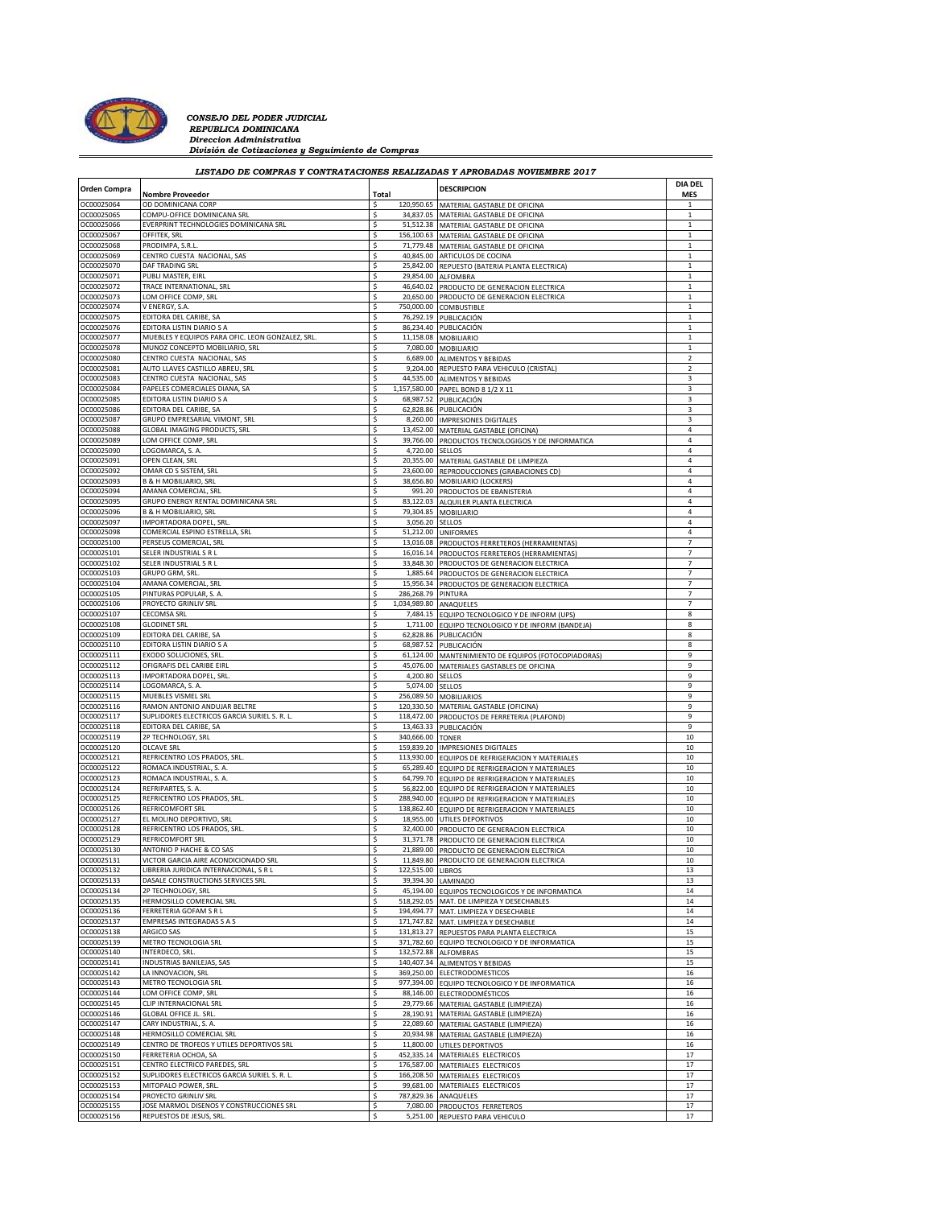*CONSEJO DEL PODER JUDICIAL*
*REPUBLICA DOMINICANA*
*Direccion Administrativa*
*División de Cotizaciones y Seguimiento de Compras*

**LISTADO DE COMPRAS Y CONTRATACIONES REALIZADAS Y APROBADAS NOVIEMBRE 2017**

| Orden Compra | Nombre Proveedor | Total | DESCRIPCION | DIA DEL MES |
|---|---|---|---|---|
| OC00025064 | OD DOMINICANA CORP | $ 120,950.65 | MATERIAL GASTABLE DE OFICINA | 1 |
| OC00025065 | COMPU-OFFICE DOMINICANA SRL | $ 34,837.05 | MATERIAL GASTABLE DE OFICINA | 1 |
| OC00025066 | EVERPRINT TECHNOLOGIES DOMINICANA SRL | $ 51,512.38 | MATERIAL GASTABLE DE OFICINA | 1 |
| OC00025067 | OFFITEK, SRL | $ 156,100.63 | MATERIAL GASTABLE DE OFICINA | 1 |
| OC00025068 | PRODIMPA, S.R.L. | $ 71,779.48 | MATERIAL GASTABLE DE OFICINA | 1 |
| OC00025069 | CENTRO CUESTA NACIONAL, SAS | $ 40,845.00 | ARTICULOS DE COCINA | 1 |
| OC00025070 | DAF TRADING SRL | $ 25,842.00 | REPUESTO (BATERIA PLANTA ELECTRICA) | 1 |
| OC00025071 | PUBLI MASTER, EIRL | $ 29,854.00 | ALFOMBRA | 1 |
| OC00025072 | TRACE INTERNATIONAL, SRL | $ 46,640.02 | PRODUCTO DE GENERACION ELECTRICA | 1 |
| OC00025073 | LOM OFFICE COMP, SRL | $ 20,650.00 | PRODUCTO DE GENERACION ELECTRICA | 1 |
| OC00025074 | V ENERGY, S.A. | $ 750,000.00 | COMBUSTIBLE | 1 |
| OC00025075 | EDITORA DEL CARIBE, SA | $ 76,292.19 | PUBLICACIÓN | 1 |
| OC00025076 | EDITORA LISTIN DIARIO S A | $ 86,234.40 | PUBLICACIÓN | 1 |
| OC00025077 | MUEBLES Y EQUIPOS PARA OFIC. LEON GONZALEZ, SRL. | $ 11,158.08 | MOBILIARIO | 1 |
| OC00025078 | MUNOZ CONCEPTO MOBILIARIO, SRL | $ 7,080.00 | MOBILIARIO | 1 |
| OC00025080 | CENTRO CUESTA NACIONAL, SAS | $ 6,689.00 | ALIMENTOS Y BEBIDAS | 2 |
| OC00025081 | AUTO LLAVES CASTILLO ABREU, SRL | $ 9,204.00 | REPUESTO PARA VEHICULO (CRISTAL) | 2 |
| OC00025083 | CENTRO CUESTA NACIONAL, SAS | $ 44,535.00 | ALIMENTOS Y BEBIDAS | 3 |
| OC00025084 | PAPELES COMERCIALES DIANA, SA | $ 1,157,580.00 | PAPEL BOND 8 1/2 X 11 | 3 |
| OC00025085 | EDITORA LISTIN DIARIO S A | $ 68,987.52 | PUBLICACIÓN | 3 |
| OC00025086 | EDITORA DEL CARIBE, SA | $ 62,828.86 | PUBLICACIÓN | 3 |
| OC00025087 | GRUPO EMPRESARIAL VIMONT, SRL | $ 8,260.00 | IMPRESIONES DIGITALES | 3 |
| OC00025088 | GLOBAL IMAGING PRODUCTS, SRL | $ 13,452.00 | MATERIAL GASTABLE (OFICINA) | 4 |
| OC00025089 | LOM OFFICE COMP, SRL | $ 39,766.00 | PRODUCTOS TECNOLOGIGOS Y DE INFORMATICA | 4 |
| OC00025090 | LOGOMARCA, S. A. | $ 4,720.00 | SELLOS | 4 |
| OC00025091 | OPEN CLEAN, SRL | $ 20,355.00 | MATERIAL GASTABLE DE LIMPIEZA | 4 |
| OC00025092 | OMAR CD S SISTEM, SRL | $ 23,600.00 | REPRODUCCIONES (GRABACIONES CD) | 4 |
| OC00025093 | B & H MOBILIARIO, SRL | $ 38,656.80 | MOBILIARIO (LOCKERS) | 4 |
| OC00025094 | AMANA COMERCIAL, SRL | $ 991.20 | PRODUCTOS DE EBANISTERIA | 4 |
| OC00025095 | GRUPO ENERGY RENTAL DOMINICANA SRL | $ 83,122.03 | ALQUILER PLANTA ELECTRICA | 4 |
| OC00025096 | B & H MOBILIARIO, SRL | $ 79,304.85 | MOBILIARIO | 4 |
| OC00025097 | IMPORTADORA DOPEL, SRL. | $ 3,056.20 | SELLOS | 4 |
| OC00025098 | COMERCIAL ESPINO ESTRELLA, SRL | $ 51,212.00 | UNIFORMES | 4 |
| OC00025100 | PERSEUS COMERCIAL, SRL | $ 13,016.08 | PRODUCTOS FERRETEROS (HERRAMIENTAS) | 7 |
| OC00025101 | SELER INDUSTRIAL S R L | $ 16,016.14 | PRODUCTOS FERRETEROS (HERRAMIENTAS) | 7 |
| OC00025102 | SELER INDUSTRIAL S R L | $ 33,848.30 | PRODUCTOS DE GENERACION ELECTRICA | 7 |
| OC00025103 | GRUPO GRM, SRL. | $ 1,885.64 | PRODUCTOS DE GENERACION ELECTRICA | 7 |
| OC00025104 | AMANA COMERCIAL, SRL | $ 15,956.34 | PRODUCTOS DE GENERACION ELECTRICA | 7 |
| OC00025105 | PINTURAS POPULAR, S. A. | $ 286,268.79 | PINTURA | 7 |
| OC00025106 | PROYECTO GRINLIV SRL | $ 1,034,989.80 | ANAQUELES | 7 |
| OC00025107 | CECOMSA SRL | $ 7,484.15 | EQUIPO TECNOLOGICO Y DE INFORM (UPS) | 8 |
| OC00025108 | GLODINET SRL | $ 1,711.00 | EQUIPO TECNOLOGICO Y DE INFORM (BANDEJA) | 8 |
| OC00025109 | EDITORA DEL CARIBE, SA | $ 62,828.86 | PUBLICACIÓN | 8 |
| OC00025110 | EDITORA LISTIN DIARIO S A | $ 68,987.52 | PUBLICACIÓN | 8 |
| OC00025111 | EXODO SOLUCIONES, SRL. | $ 61,124.00 | MANTENIMIENTO DE EQUIPOS (FOTOCOPIADORAS) | 9 |
| OC00025112 | OFIGRAFIS DEL CARIBE EIRL | $ 45,076.00 | MATERIALES GASTABLES DE OFICINA | 9 |
| OC00025113 | IMPORTADORA DOPEL, SRL. | $ 4,200.80 | SELLOS | 9 |
| OC00025114 | LOGOMARCA, S. A. | $ 5,074.00 | SELLOS | 9 |
| OC00025115 | MUEBLES VISMEL SRL | $ 256,089.50 | MOBILIARIOS | 9 |
| OC00025116 | RAMON ANTONIO ANDUJAR BELTRE | $ 120,330.50 | MATERIAL GASTABLE (OFICINA) | 9 |
| OC00025117 | SUPLIDORES ELECTRICOS GARCIA SURIEL S. R. L. | $ 118,472.00 | PRODUCTOS DE FERRETERIA (PLAFOND) | 9 |
| OC00025118 | EDITORA DEL CARIBE, SA | $ 13,463.33 | PUBLICACIÓN | 9 |
| OC00025119 | 2P TECHNOLOGY, SRL | $ 340,666.00 | TONER | 10 |
| OC00025120 | OLCAVE SRL | $ 159,839.20 | IMPRESIONES DIGITALES | 10 |
| OC00025121 | REFRICENTRO LOS PRADOS, SRL. | $ 113,930.00 | EQUIPOS DE REFRIGERACION Y MATERIALES | 10 |
| OC00025122 | ROMACA INDUSTRIAL, S. A. | $ 65,289.40 | EQUIPO DE REFRIGERACION Y MATERIALES | 10 |
| OC00025123 | ROMACA INDUSTRIAL, S. A. | $ 64,799.70 | EQUIPO DE REFRIGERACION Y MATERIALES | 10 |
| OC00025124 | REFRIPARTES, S. A. | $ 56,822.00 | EQUIPO DE REFRIGERACION Y MATERIALES | 10 |
| OC00025125 | REFRICENTRO LOS PRADOS, SRL. | $ 288,940.00 | EQUIPO DE REFRIGERACION Y MATERIALES | 10 |
| OC00025126 | REFRICOMFORT SRL | $ 138,862.40 | EQUIPO DE REFRIGERACION Y MATERIALES | 10 |
| OC00025127 | EL MOLINO DEPORTIVO, SRL | $ 18,955.00 | UTILES DEPORTIVOS | 10 |
| OC00025128 | REFRICENTRO LOS PRADOS, SRL. | $ 32,400.00 | PRODUCTO DE GENERACION ELECTRICA | 10 |
| OC00025129 | REFRICOMFORT SRL | $ 31,371.78 | PRODUCTO DE GENERACION ELECTRICA | 10 |
| OC00025130 | ANTONIO P HACHE & CO SAS | $ 21,889.00 | PRODUCTO DE GENERACION ELECTRICA | 10 |
| OC00025131 | VICTOR GARCIA AIRE ACONDICIONADO SRL | $ 11,849.80 | PRODUCTO DE GENERACION ELECTRICA | 10 |
| OC00025132 | LIBRERIA JURIDICA INTERNACIONAL, S R L | $ 122,515.00 | LIBROS | 13 |
| OC00025133 | DASALE CONSTRUCTIONS SERVICES SRL | $ 39,394.30 | LAMINADO | 13 |
| OC00025134 | 2P TECHNOLOGY, SRL | $ 45,194.00 | EQUIPOS TECNOLOGICOS Y DE INFORMATICA | 14 |
| OC00025135 | HERMOSILLO COMERCIAL SRL | $ 518,292.05 | MAT. DE LIMPIEZA Y DESECHABLES | 14 |
| OC00025136 | FERRETERIA GOFAM S R L | $ 194,494.77 | MAT. LIMPIEZA Y DESECHABLE | 14 |
| OC00025137 | EMPRESAS INTEGRADAS S A S | $ 171,747.82 | MAT. LIMPIEZA Y DESECHABLE | 14 |
| OC00025138 | ARGICO SAS | $ 131,813.27 | REPUESTOS PARA PLANTA ELECTRICA | 15 |
| OC00025139 | METRO TECNOLOGIA SRL | $ 371,782.60 | EQUIPO TECNOLOGICO Y DE INFORMATICA | 15 |
| OC00025140 | INTERDECO, SRL. | $ 132,572.88 | ALFOMBRAS | 15 |
| OC00025141 | INDUSTRIAS BANILEJAS, SAS | $ 140,407.34 | ALIMENTOS Y BEBIDAS | 15 |
| OC00025142 | LA INNOVACION, SRL | $ 369,250.00 | ELECTRODOMESTICOS | 16 |
| OC00025143 | METRO TECNOLOGIA SRL | $ 977,394.00 | EQUIPO TECNOLOGICO Y DE INFORMATICA | 16 |
| OC00025144 | LOM OFFICE COMP, SRL | $ 88,146.00 | ELECTRODOMÉSTICOS | 16 |
| OC00025145 | CLIP INTERNACIONAL SRL | $ 29,779.66 | MATERIAL GASTABLE (LIMPIEZA) | 16 |
| OC00025146 | GLOBAL OFFICE JL. SRL. | $ 28,190.91 | MATERIAL GASTABLE (LIMPIEZA) | 16 |
| OC00025147 | CARY INDUSTRIAL, S. A. | $ 22,089.60 | MATERIAL GASTABLE (LIMPIEZA) | 16 |
| OC00025148 | HERMOSILLO COMERCIAL SRL | $ 20,934.98 | MATERIAL GASTABLE (LIMPIEZA) | 16 |
| OC00025149 | CENTRO DE TROFEOS Y UTILES DEPORTIVOS SRL | $ 11,800.00 | UTILES DEPORTIVOS | 16 |
| OC00025150 | FERRETERIA OCHOA, SA | $ 452,335.14 | MATERIALES ELECTRICOS | 17 |
| OC00025151 | CENTRO ELECTRICO PAREDES, SRL | $ 176,587.00 | MATERIALES ELECTRICOS | 17 |
| OC00025152 | SUPLIDORES ELECTRICOS GARCIA SURIEL S. R. L. | $ 166,208.50 | MATERIALES ELECTRICOS | 17 |
| OC00025153 | MITOPALO POWER, SRL. | $ 99,681.00 | MATERIALES ELECTRICOS | 17 |
| OC00025154 | PROYECTO GRINLIV SRL | $ 787,829.36 | ANAQUELES | 17 |
| OC00025155 | JOSE MARMOL DISENOS Y CONSTRUCCIONES SRL | $ 7,080.00 | PRODUCTOS FERRETEROS | 17 |
| OC00025156 | REPUESTOS DE JESUS, SRL. | $ 5,251.00 | REPUESTO PARA VEHICULO | 17 |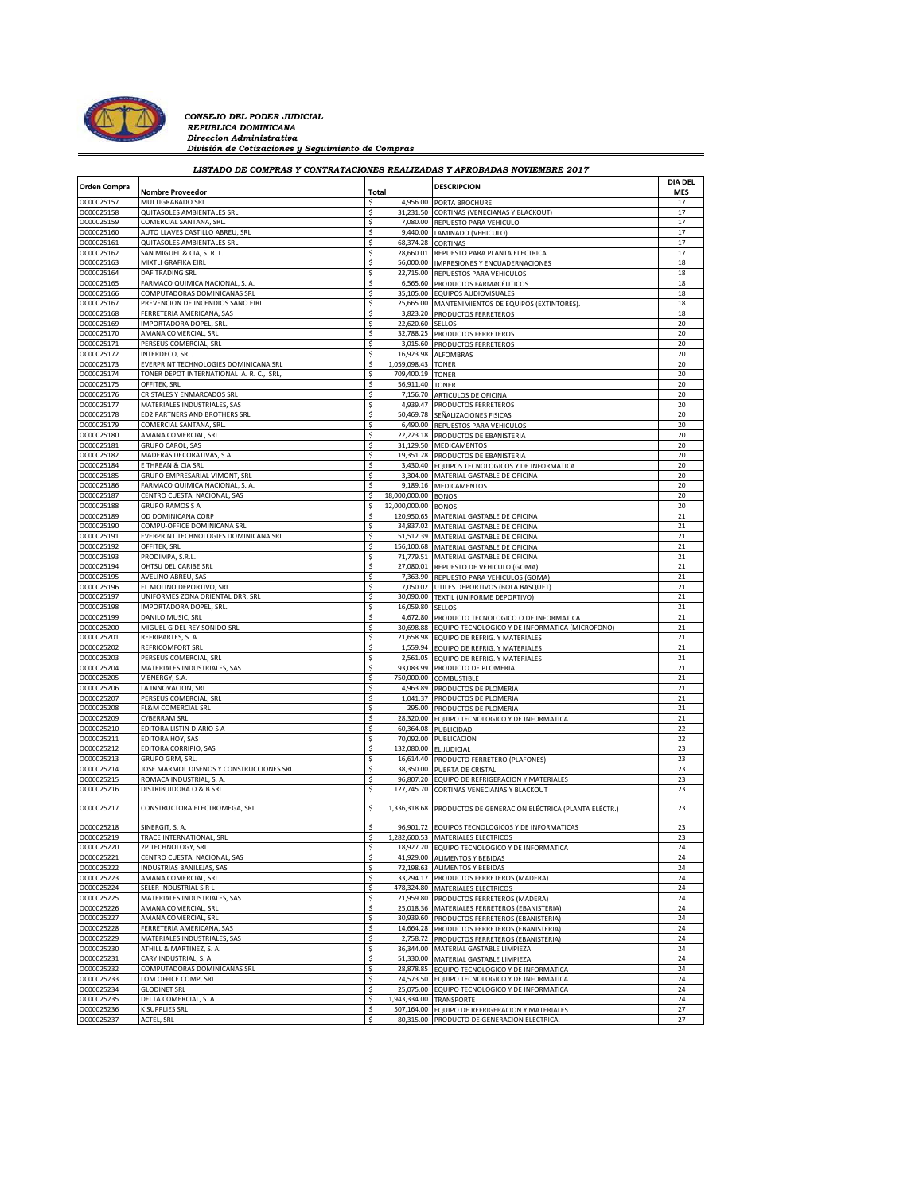*CONSEJO DEL PODER JUDICIAL*
*REPUBLICA DOMINICANA*
*Direccion Administrativa*
*División de Cotizaciones y Seguimiento de Compras*

**LISTADO DE COMPRAS Y CONTRATACIONES REALIZADAS Y APROBADAS NOVIEMBRE 2017**

| Orden Compra | Nombre Proveedor | Total | DESCRIPCION | DIA DEL MES |
|---|---|---|---|---|
| OC00025157 | MULTIGRABADO SRL | $ 4,956.00 | PORTA BROCHURE | 17 |
| OC00025158 | QUITASOLES AMBIENTALES SRL | $ 31,231.50 | CORTINAS (VENECIANAS Y BLACKOUT) | 17 |
| OC00025159 | COMERCIAL SANTANA, SRL. | $ 7,080.00 | REPUESTO PARA VEHICULO | 17 |
| OC00025160 | AUTO LLAVES CASTILLO ABREU, SRL | $ 9,440.00 | LAMINADO (VEHICULO) | 17 |
| OC00025161 | QUITASOLES AMBIENTALES SRL | $ 68,374.28 | CORTINAS | 17 |
| OC00025162 | SAN MIGUEL & CIA, S. R. L. | $ 28,660.01 | REPUESTO PARA PLANTA ELECTRICA | 17 |
| OC00025163 | MIXTLI GRAFIKA EIRL | $ 56,000.00 | IMPRESIONES Y ENCUADERNACIONES | 18 |
| OC00025164 | DAF TRADING SRL | $ 22,715.00 | REPUESTOS PARA VEHICULOS | 18 |
| OC00025165 | FARMACO QUIMICA NACIONAL, S. A. | $ 6,565.60 | PRODUCTOS FARMACÉUTICOS | 18 |
| OC00025166 | COMPUTADORAS DOMINICANAS SRL | $ 35,105.00 | EQUIPOS AUDIOVISUALES | 18 |
| OC00025167 | PREVENCION DE INCENDIOS SANO EIRL | $ 25,665.00 | MANTENIMIENTOS DE EQUIPOS (EXTINTORES). | 18 |
| OC00025168 | FERRETERIA AMERICANA, SAS | $ 3,823.20 | PRODUCTOS FERRETEROS | 18 |
| OC00025169 | IMPORTADORA DOPEL, SRL. | $ 22,620.60 | SELLOS | 20 |
| OC00025170 | AMANA COMERCIAL, SRL | $ 32,788.25 | PRODUCTOS FERRETEROS | 20 |
| OC00025171 | PERSEUS COMERCIAL, SRL | $ 3,015.60 | PRODUCTOS FERRETEROS | 20 |
| OC00025172 | INTERDECO, SRL. | $ 16,923.98 | ALFOMBRAS | 20 |
| OC00025173 | EVERPRINT TECHNOLOGIES DOMINICANA SRL | $ 1,059,098.43 | TONER | 20 |
| OC00025174 | TONER DEPOT INTERNATIONAL A. R. C., SRL, | $ 709,400.19 | TONER | 20 |
| OC00025175 | OFFITEK, SRL | $ 56,911.40 | TONER | 20 |
| OC00025176 | CRISTALES Y ENMARCADOS SRL | $ 7,156.70 | ARTICULOS DE OFICINA | 20 |
| OC00025177 | MATERIALES INDUSTRIALES, SAS | $ 4,939.47 | PRODUCTOS FERRETEROS | 20 |
| OC00025178 | ED2 PARTNERS AND BROTHERS SRL | $ 50,469.78 | SEÑALIZACIONES FISICAS | 20 |
| OC00025179 | COMERCIAL SANTANA, SRL. | $ 6,490.00 | REPUESTOS PARA VEHICULOS | 20 |
| OC00025180 | AMANA COMERCIAL, SRL | $ 22,223.18 | PRODUCTOS DE EBANISTERIA | 20 |
| OC00025181 | GRUPO CAROL, SAS | $ 31,129.50 | MEDICAMENTOS | 20 |
| OC00025182 | MADERAS DECORATIVAS, S.A. | $ 19,351.28 | PRODUCTOS DE EBANISTERIA | 20 |
| OC00025184 | E THREAN & CIA SRL | $ 3,430.40 | EQUIPOS TECNOLOGICOS Y DE INFORMATICA | 20 |
| OC00025185 | GRUPO EMPRESARIAL VIMONT, SRL | $ 3,304.00 | MATERIAL GASTABLE DE OFICINA | 20 |
| OC00025186 | FARMACO QUIMICA NACIONAL, S. A. | $ 9,189.16 | MEDICAMENTOS | 20 |
| OC00025187 | CENTRO CUESTA NACIONAL, SAS | $ 18,000,000.00 | BONOS | 20 |
| OC00025188 | GRUPO RAMOS S A | $ 12,000,000.00 | BONOS | 20 |
| OC00025189 | OD DOMINICANA CORP | $ 120,950.65 | MATERIAL GASTABLE DE OFICINA | 20 |
| OC00025190 | COMPU-OFFICE DOMINICANA SRL | $ 34,837.02 | MATERIAL GASTABLE DE OFICINA | 21 |
| OC00025191 | EVERPRINT TECHNOLOGIES DOMINICANA SRL | $ 51,512.39 | MATERIAL GASTABLE DE OFICINA | 21 |
| OC00025192 | OFFITEK, SRL | $ 156,100.68 | MATERIAL GASTABLE DE OFICINA | 21 |
| OC00025193 | PRODIMPA, S.R.L. | $ 71,779.51 | MATERIAL GASTABLE DE OFICINA | 21 |
| OC00025194 | OHTSU DEL CARIBE SRL | $ 27,080.01 | REPUESTO DE VEHICULO (GOMA) | 21 |
| OC00025195 | AVELINO ABREU, SAS | $ 7,363.90 | REPUESTO PARA VEHICULOS (GOMA) | 21 |
| OC00025196 | EL MOLINO DEPORTIVO, SRL | $ 7,050.02 | UTILES DEPORTIVOS (BOLA BASQUET) | 21 |
| OC00025197 | UNIFORMES ZONA ORIENTAL DRR, SRL | $ 30,090.00 | TEXTIL (UNIFORME DEPORTIVO) | 21 |
| OC00025198 | IMPORTADORA DOPEL, SRL. | $ 16,059.80 | SELLOS | 21 |
| OC00025199 | DANILO MUSIC, SRL | $ 4,672.80 | PRODUCTO TECNOLOGICO O DE INFORMATICA | 21 |
| OC00025200 | MIGUEL G DEL REY SONIDO SRL | $ 30,698.88 | EQUIPO TECNOLOGICO Y DE INFORMATICA (MICROFONO) | 21 |
| OC00025201 | REFRIPARTES, S. A. | $ 21,658.98 | EQUIPO DE REFRIG. Y MATERIALES | 21 |
| OC00025202 | REFRICOMFORT SRL | $ 1,559.94 | EQUIPO DE REFRIG. Y MATERIALES | 21 |
| OC00025203 | PERSEUS COMERCIAL, SRL | $ 2,561.05 | EQUIPO DE REFRIG. Y MATERIALES | 21 |
| OC00025204 | MATERIALES INDUSTRIALES, SAS | $ 93,083.99 | PRODUCTO DE PLOMERIA | 21 |
| OC00025205 | V ENERGY, S.A. | $ 750,000.00 | COMBUSTIBLE | 21 |
| OC00025206 | LA INNOVACION, SRL | $ 4,963.89 | PRODUCTOS DE PLOMERIA | 21 |
| OC00025207 | PERSEUS COMERCIAL, SRL | $ 1,041.37 | PRODUCTOS DE PLOMERIA | 21 |
| OC00025208 | FL&M COMERCIAL SRL | $ 295.00 | PRODUCTOS DE PLOMERIA | 21 |
| OC00025209 | CYBERRAM SRL | $ 28,320.00 | EQUIPO TECNOLOGICO Y DE INFORMATICA | 21 |
| OC00025210 | EDITORA LISTIN DIARIO S A | $ 60,364.08 | PUBLICIDAD | 22 |
| OC00025211 | EDITORA HOY, SAS | $ 70,092.00 | PUBLICACION | 22 |
| OC00025212 | EDITORA CORRIPIO, SAS | $ 132,080.00 | EL JUDICIAL | 23 |
| OC00025213 | GRUPO GRM, SRL. | $ 16,614.40 | PRODUCTO FERRETERO (PLAFONES) | 23 |
| OC00025214 | JOSE MARMOL DISENOS Y CONSTRUCCIONES SRL | $ 38,350.00 | PUERTA DE CRISTAL | 23 |
| OC00025215 | ROMACA INDUSTRIAL, S. A. | $ 96,807.20 | EQUIPO DE REFRIGERACION Y MATERIALES | 23 |
| OC00025216 | DISTRIBUIDORA O & B SRL | $ 127,745.70 | CORTINAS VENECIANAS Y BLACKOUT | 23 |
| OC00025217 | CONSTRUCTORA ELECTROMEGA, SRL | $ 1,336,318.68 | PRODUCTOS DE GENERACIÓN ELÉCTRICA (PLANTA ELÉCTR.) | 23 |
| OC00025218 | SINERGIT, S. A. | $ 96,901.72 | EQUIPOS TECNOLOGICOS Y DE INFORMATICAS | 23 |
| OC00025219 | TRACE INTERNATIONAL, SRL | $ 1,282,600.53 | MATERIALES ELECTRICOS | 23 |
| OC00025220 | 2P TECHNOLOGY, SRL | $ 18,927.20 | EQUIPO TECNOLOGICO Y DE INFORMATICA | 24 |
| OC00025221 | CENTRO CUESTA NACIONAL, SAS | $ 41,929.00 | ALIMENTOS Y BEBIDAS | 24 |
| OC00025222 | INDUSTRIAS BANILEJAS, SAS | $ 72,198.63 | ALIMENTOS Y BEBIDAS | 24 |
| OC00025223 | AMANA COMERCIAL, SRL | $ 33,294.17 | PRODUCTOS FERRETEROS (MADERA) | 24 |
| OC00025224 | SELER INDUSTRIAL S R L | $ 478,324.80 | MATERIALES ELECTRICOS | 24 |
| OC00025225 | MATERIALES INDUSTRIALES, SAS | $ 21,959.80 | PRODUCTOS FERRETEROS (MADERA) | 24 |
| OC00025226 | AMANA COMERCIAL, SRL | $ 25,018.36 | MATERIALES FERRETEROS (EBANISTERIA) | 24 |
| OC00025227 | AMANA COMERCIAL, SRL | $ 30,939.60 | PRODUCTOS FERRETEROS (EBANISTERIA) | 24 |
| OC00025228 | FERRETERIA AMERICANA, SAS | $ 14,664.28 | PRODUCTOS FERRETEROS (EBANISTERIA) | 24 |
| OC00025229 | MATERIALES INDUSTRIALES, SAS | $ 2,758.72 | PRODUCTOS FERRETEROS (EBANISTERIA) | 24 |
| OC00025230 | ATHILL & MARTINEZ, S. A. | $ 36,344.00 | MATERIAL GASTABLE LIMPIEZA | 24 |
| OC00025231 | CARY INDUSTRIAL, S. A. | $ 51,330.00 | MATERIAL GASTABLE LIMPIEZA | 24 |
| OC00025232 | COMPUTADORAS DOMINICANAS SRL | $ 28,878.85 | EQUIPO TECNOLOGICO Y DE INFORMATICA | 24 |
| OC00025233 | LOM OFFICE COMP, SRL | $ 24,573.50 | EQUIPO TECNOLOGICO Y DE INFORMATICA | 24 |
| OC00025234 | GLODINET SRL | $ 25,075.00 | EQUIPO TECNOLOGICO Y DE INFORMATICA | 24 |
| OC00025235 | DELTA COMERCIAL, S. A. | $ 1,943,334.00 | TRANSPORTE | 24 |
| OC00025236 | K SUPPLIES SRL | $ 507,164.00 | EQUIPO DE REFRIGERACION Y MATERIALES | 27 |
| OC00025237 | ACTEL, SRL | $ 80,315.00 | PRODUCTO DE GENERACION ELECTRICA. | 27 |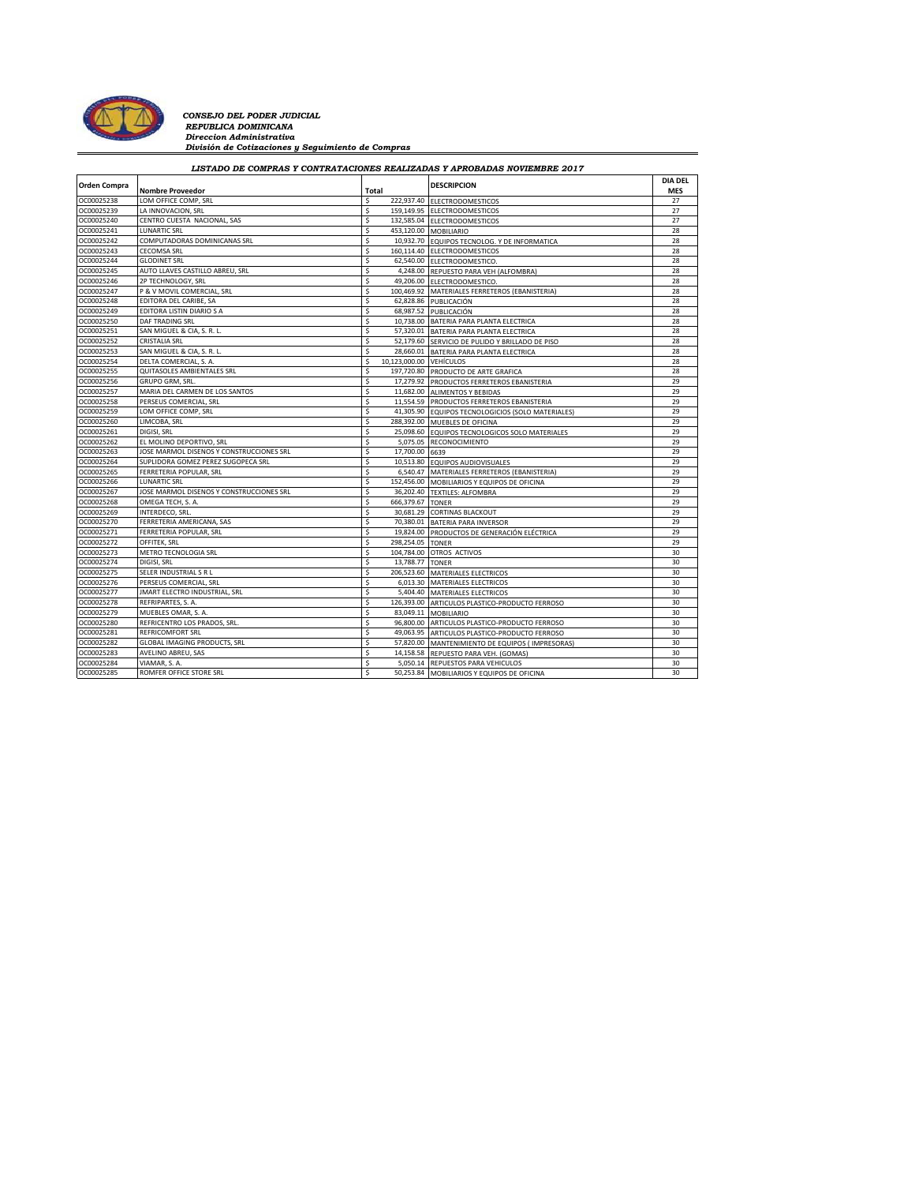*CONSEJO DEL PODER JUDICIAL*
*REPUBLICA DOMINICANA*
*Direccion Administrativa*
*División de Cotizaciones y Seguimiento de Compras*

**LISTADO DE COMPRAS Y CONTRATACIONES REALIZADAS Y APROBADAS NOVIEMBRE 2017**

| Orden Compra | Nombre Proveedor | Total | DESCRIPCION | DIA DEL MES |
|---|---|---|---|---|
| OC00025238 | LOM OFFICE COMP, SRL | $ 222,937.40 | ELECTRODOMESTICOS | 27 |
| OC00025239 | LA INNOVACION, SRL | $ 159,149.95 | ELECTRODOMESTICOS | 27 |
| OC00025240 | CENTRO CUESTA NACIONAL, SAS | $ 132,585.04 | ELECTRODOMESTICOS | 27 |
| OC00025241 | LUNARTIC SRL | $ 453,120.00 | MOBILIARIO | 28 |
| OC00025242 | COMPUTADORAS DOMINICANAS SRL | $ 10,932.70 | EQUIPOS TECNOLOG. Y DE INFORMATICA | 28 |
| OC00025243 | CECOMSA SRL | $ 160,114.40 | ELECTRODOMESTICOS | 28 |
| OC00025244 | GLODINET SRL | $ 62,540.00 | ELECTRODOMESTICO. | 28 |
| OC00025245 | AUTO LLAVES CASTILLO ABREU, SRL | $ 4,248.00 | REPUESTO PARA VEH (ALFOMBRA) | 28 |
| OC00025246 | 2P TECHNOLOGY, SRL | $ 49,206.00 | ELECTRODOMESTICO. | 28 |
| OC00025247 | P & V MOVIL COMERCIAL, SRL | $ 100,469.92 | MATERIALES FERRETEROS (EBANISTERIA) | 28 |
| OC00025248 | EDITORA DEL CARIBE, SA | $ 62,828.86 | PUBLICACIÓN | 28 |
| OC00025249 | EDITORA LISTIN DIARIO S A | $ 68,987.52 | PUBLICACIÓN | 28 |
| OC00025250 | DAF TRADING SRL | $ 10,738.00 | BATERIA PARA PLANTA ELECTRICA | 28 |
| OC00025251 | SAN MIGUEL & CIA, S. R. L. | $ 57,320.01 | BATERIA PARA PLANTA ELECTRICA | 28 |
| OC00025252 | CRISTALIA SRL | $ 52,179.60 | SERVICIO DE PULIDO Y BRILLADO DE PISO | 28 |
| OC00025253 | SAN MIGUEL & CIA, S. R. L. | $ 28,660.01 | BATERIA PARA PLANTA ELECTRICA | 28 |
| OC00025254 | DELTA COMERCIAL, S. A. | $ 10,123,000.00 | VEHÍCULOS | 28 |
| OC00025255 | QUITASOLES AMBIENTALES SRL | $ 197,720.80 | PRODUCTO DE ARTE GRAFICA | 28 |
| OC00025256 | GRUPO GRM, SRL. | $ 17,279.92 | PRODUCTOS FERRETEROS EBANISTERIA | 28 |
| OC00025257 | MARIA DEL CARMEN DE LOS SANTOS | $ 11,682.00 | ALIMENTOS Y BEBIDAS | 29 |
| OC00025258 | PERSEUS COMERCIAL, SRL | $ 11,554.59 | PRODUCTOS FERRETEROS EBANISTERIA | 29 |
| OC00025259 | LOM OFFICE COMP, SRL | $ 41,305.90 | EQUIPOS TECNOLOGICIOS (SOLO MATERIALES) | 29 |
| OC00025260 | LIMCOBA, SRL | $ 288,392.00 | MUEBLES DE OFICINA | 29 |
| OC00025261 | DIGISI, SRL | $ 25,098.60 | EQUIPOS TECNOLOGICOS SOLO MATERIALES | 29 |
| OC00025262 | EL MOLINO DEPORTIVO, SRL | $ 5,075.05 | RECONOCIMIENTO | 29 |
| OC00025263 | JOSE MARMOL DISENOS Y CONSTRUCCIONES SRL | $ 17,700.00 | 6639 | 29 |
| OC00025264 | SUPLIDORA GOMEZ PEREZ SUGOPECA SRL | $ 10,513.80 | EQUIPOS AUDIOVISUALES | 29 |
| OC00025265 | FERRETERIA POPULAR, SRL | $ 6,540.47 | MATERIALES FERRETEROS (EBANISTERIA) | 29 |
| OC00025266 | LUNARTIC SRL | $ 152,456.00 | MOBILIARIOS Y EQUIPOS DE OFICINA | 29 |
| OC00025267 | JOSE MARMOL DISENOS Y CONSTRUCCIONES SRL | $ 36,202.40 | TEXTILES: ALFOMBRA | 29 |
| OC00025268 | OMEGA TECH, S. A. | $ 666,379.67 | TONER | 29 |
| OC00025269 | INTERDECO, SRL. | $ 30,681.29 | CORTINAS BLACKOUT | 29 |
| OC00025270 | FERRETERIA AMERICANA, SAS | $ 70,380.01 | BATERIA PARA INVERSOR | 29 |
| OC00025271 | FERRETERIA POPULAR, SRL | $ 19,824.00 | PRODUCTOS DE GENERACIÓN ELÉCTRICA | 29 |
| OC00025272 | OFFITEK, SRL | $ 298,254.05 | TONER | 29 |
| OC00025273 | METRO TECNOLOGIA SRL | $ 104,784.00 | OTROS ACTIVOS | 30 |
| OC00025274 | DIGISI, SRL | $ 13,788.77 | TONER | 30 |
| OC00025275 | SELER INDUSTRIAL S R L | $ 206,523.60 | MATERIALES ELECTRICOS | 30 |
| OC00025276 | PERSEUS COMERCIAL, SRL | $ 6,013.30 | MATERIALES ELECTRICOS | 30 |
| OC00025277 | JMART ELECTRO INDUSTRIAL, SRL | $ 5,404.40 | MATERIALES ELECTRICOS | 30 |
| OC00025278 | REFRIPARTES, S. A. | $ 126,393.00 | ARTICULOS PLASTICO-PRODUCTO FERROSO | 30 |
| OC00025279 | MUEBLES OMAR, S. A. | $ 83,049.11 | MOBILIARIO | 30 |
| OC00025280 | REFRICENTRO LOS PRADOS, SRL. | $ 96,800.00 | ARTICULOS PLASTICO-PRODUCTO FERROSO | 30 |
| OC00025281 | REFRICOMFORT SRL | $ 49,063.95 | ARTICULOS PLASTICO-PRODUCTO FERROSO | 30 |
| OC00025282 | GLOBAL IMAGING PRODUCTS, SRL | $ 57,820.00 | MANTENIMIENTO DE EQUIPOS ( IMPRESORAS) | 30 |
| OC00025283 | AVELINO ABREU, SAS | $ 14,158.58 | REPUESTO PARA VEH. (GOMAS) | 30 |
| OC00025284 | VIAMAR, S. A. | $ 5,050.14 | REPUESTOS PARA VEHICULOS | 30 |
| OC00025285 | ROMFER OFFICE STORE SRL | $ 50,253.84 | MOBILIARIOS Y EQUIPOS DE OFICINA | 30 |